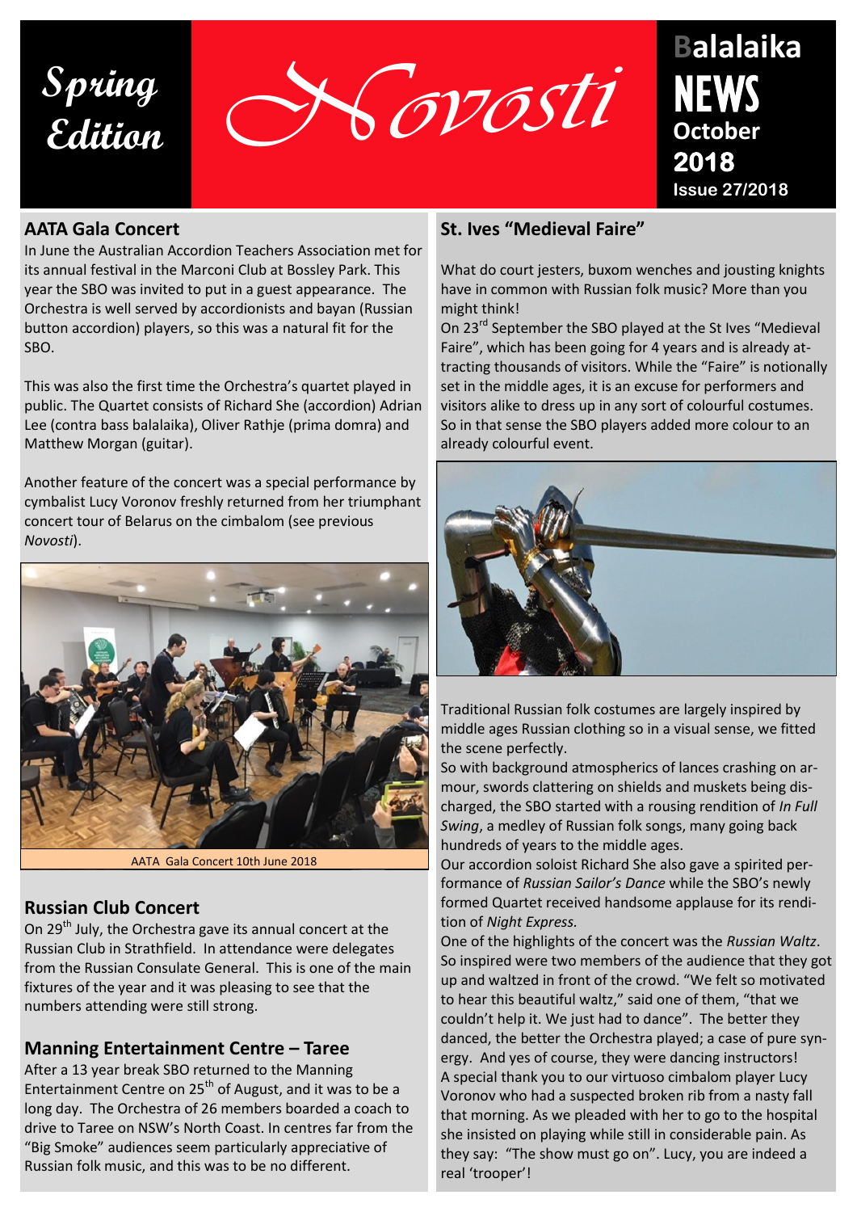# Spring Edition

# Novosti

**Balalaika NEWS**
**October 2018**
**Issue 27/2018**

## AATA Gala Concert

In June the Australian Accordion Teachers Association met for its annual festival in the Marconi Club at Bossley Park. This year the SBO was invited to put in a guest appearance. The Orchestra is well served by accordionists and bayan (Russian button accordion) players, so this was a natural fit for the SBO.

This was also the first time the Orchestra's quartet played in public. The Quartet consists of Richard She (accordion) Adrian Lee (contra bass balalaika), Oliver Rathje (prima domra) and Matthew Morgan (guitar).

Another feature of the concert was a special performance by cymbalist Lucy Voronov freshly returned from her triumphant concert tour of Belarus on the cimbalom (see previous *Novosti*).

AATA Gala Concert 10th June 2018

## Russian Club Concert

On 29th July, the Orchestra gave its annual concert at the Russian Club in Strathfield. In attendance were delegates from the Russian Consulate General. This is one of the main fixtures of the year and it was pleasing to see that the numbers attending were still strong.

## Manning Entertainment Centre – Taree

After a 13 year break SBO returned to the Manning Entertainment Centre on 25th of August, and it was to be a long day. The Orchestra of 26 members boarded a coach to drive to Taree on NSW's North Coast. In centres far from the "Big Smoke" audiences seem particularly appreciative of Russian folk music, and this was to be no different.

## St. Ives "Medieval Faire"

What do court jesters, buxom wenches and jousting knights have in common with Russian folk music? More than you might think!

On 23rd September the SBO played at the St Ives "Medieval Faire", which has been going for 4 years and is already attracting thousands of visitors. While the "Faire" is notionally set in the middle ages, it is an excuse for performers and visitors alike to dress up in any sort of colourful costumes. So in that sense the SBO players added more colour to an already colourful event.

Traditional Russian folk costumes are largely inspired by middle ages Russian clothing so in a visual sense, we fitted the scene perfectly.

So with background atmospherics of lances crashing on armour, swords clattering on shields and muskets being discharged, the SBO started with a rousing rendition of *In Full Swing*, a medley of Russian folk songs, many going back hundreds of years to the middle ages.

Our accordion soloist Richard She also gave a spirited performance of *Russian Sailor's Dance* while the SBO's newly formed Quartet received handsome applause for its rendition of *Night Express.*

One of the highlights of the concert was the *Russian Waltz*. So inspired were two members of the audience that they got up and waltzed in front of the crowd. "We felt so motivated to hear this beautiful waltz," said one of them, "that we couldn't help it. We just had to dance". The better they danced, the better the Orchestra played; a case of pure synergy. And yes of course, they were dancing instructors!

A special thank you to our virtuoso cimbalom player Lucy Voronov who had a suspected broken rib from a nasty fall that morning. As we pleaded with her to go to the hospital she insisted on playing while still in considerable pain. As they say: "The show must go on". Lucy, you are indeed a real 'trooper'!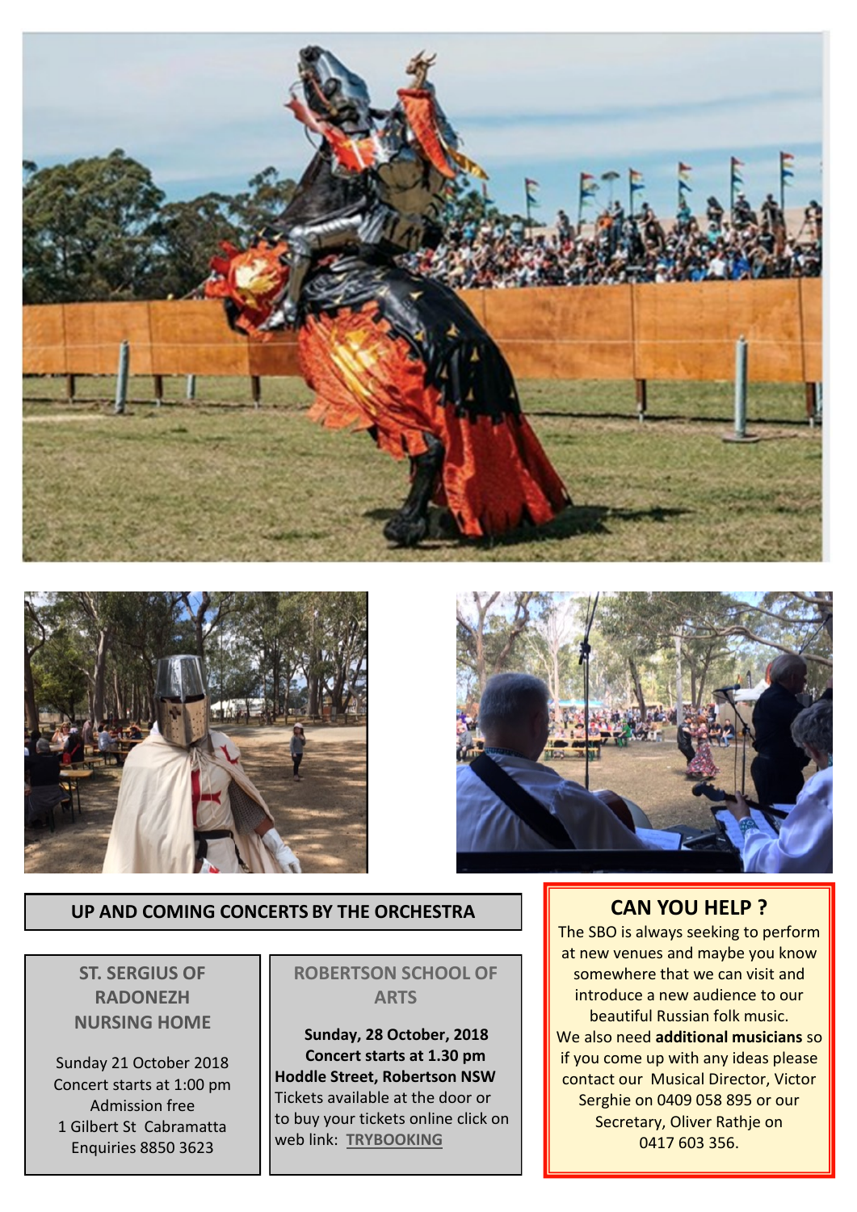## UP AND COMING CONCERTS BY THE ORCHESTRA

### ST. SERGIUS OF RADONEZH NURSING HOME

Sunday 21 October 2018
Concert starts at 1:00 pm
Admission free
1 Gilbert St Cabramatta
Enquiries 8850 3623

### ROBERTSON SCHOOL OF ARTS

**Sunday, 28 October, 2018**
**Concert starts at 1.30 pm**
**Hoddle Street, Robertson NSW**
Tickets available at the door or to buy your tickets online click on web link: **TRYBOOKING**

## CAN YOU HELP ?

The SBO is always seeking to perform at new venues and maybe you know somewhere that we can visit and introduce a new audience to our beautiful Russian folk music.
We also need **additional musicians** so if you come up with any ideas please contact our Musical Director, Victor Serghie on 0409 058 895 or our Secretary, Oliver Rathje on 0417 603 356.